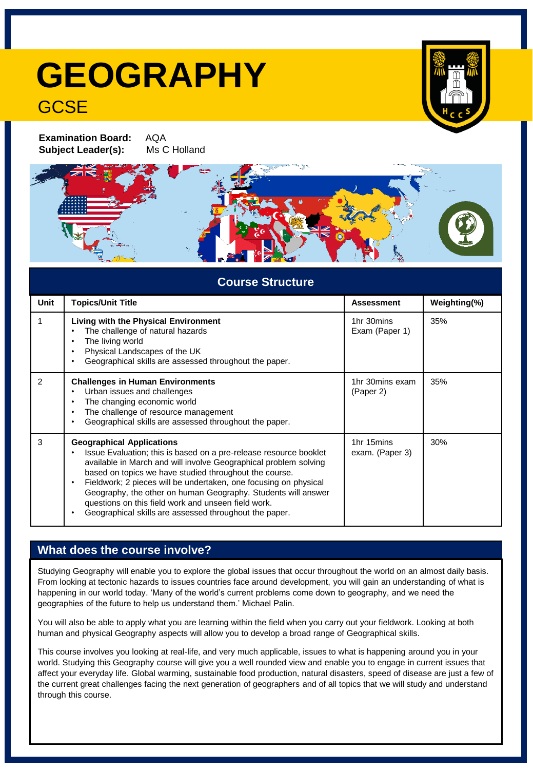# GEOGRAPHY

## GCSE

**Examination Board:** AQA
**Subject Leader(s):** Ms C Holland

## Course Structure

| Unit | Topics/Unit Title | Assessment | Weighting(%) |
|---|---|---|---|
| 1 | **Living with the Physical Environment**<br>• The challenge of natural hazards<br>• The living world<br>• Physical Landscapes of the UK<br>• Geographical skills are assessed throughout the paper. | 1hr 30mins Exam (Paper 1) | 35% |
| 2 | **Challenges in Human Environments**<br>• Urban issues and challenges<br>• The changing economic world<br>• The challenge of resource management<br>• Geographical skills are assessed throughout the paper. | 1hr 30mins exam (Paper 2) | 35% |
| 3 | **Geographical Applications**<br>• Issue Evaluation; this is based on a pre-release resource booklet available in March and will involve Geographical problem solving based on topics we have studied throughout the course.<br>• Fieldwork; 2 pieces will be undertaken, one focusing on physical Geography, the other on human Geography. Students will answer questions on this field work and unseen field work.<br>• Geographical skills are assessed throughout the paper. | 1hr 15mins exam. (Paper 3) | 30% |

## What does the course involve?

Studying Geography will enable you to explore the global issues that occur throughout the world on an almost daily basis. From looking at tectonic hazards to issues countries face around development, you will gain an understanding of what is happening in our world today. 'Many of the world's current problems come down to geography, and we need the geographies of the future to help us understand them.' Michael Palin.

You will also be able to apply what you are learning within the field when you carry out your fieldwork. Looking at both human and physical Geography aspects will allow you to develop a broad range of Geographical skills.

This course involves you looking at real-life, and very much applicable, issues to what is happening around you in your world. Studying this Geography course will give you a well rounded view and enable you to engage in current issues that affect your everyday life. Global warming, sustainable food production, natural disasters, speed of disease are just a few of the current great challenges facing the next generation of geographers and of all topics that we will study and understand through this course.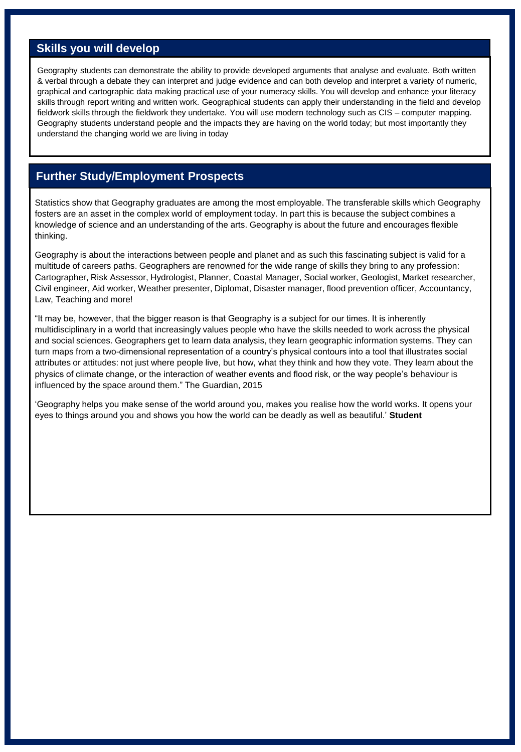## Skills you will develop

Geography students can demonstrate the ability to provide developed arguments that analyse and evaluate. Both written & verbal through a debate they can interpret and judge evidence and can both develop and interpret a variety of numeric, graphical and cartographic data making practical use of your numeracy skills. You will develop and enhance your literacy skills through report writing and written work. Geographical students can apply their understanding in the field and develop fieldwork skills through the fieldwork they undertake. You will use modern technology such as CIS – computer mapping. Geography students understand people and the impacts they are having on the world today; but most importantly they understand the changing world we are living in today

## Further Study/Employment Prospects

Statistics show that Geography graduates are among the most employable. The transferable skills which Geography fosters are an asset in the complex world of employment today. In part this is because the subject combines a knowledge of science and an understanding of the arts. Geography is about the future and encourages flexible thinking.

Geography is about the interactions between people and planet and as such this fascinating subject is valid for a multitude of careers paths. Geographers are renowned for the wide range of skills they bring to any profession: Cartographer, Risk Assessor, Hydrologist, Planner, Coastal Manager, Social worker, Geologist, Market researcher, Civil engineer, Aid worker, Weather presenter, Diplomat, Disaster manager, flood prevention officer, Accountancy, Law, Teaching and more!

"It may be, however, that the bigger reason is that Geography is a subject for our times. It is inherently multidisciplinary in a world that increasingly values people who have the skills needed to work across the physical and social sciences. Geographers get to learn data analysis, they learn geographic information systems. They can turn maps from a two-dimensional representation of a country's physical contours into a tool that illustrates social attributes or attitudes: not just where people live, but how, what they think and how they vote. They learn about the physics of climate change, or the interaction of weather events and flood risk, or the way people's behaviour is influenced by the space around them." The Guardian, 2015

'Geography helps you make sense of the world around you, makes you realise how the world works. It opens your eyes to things around you and shows you how the world can be deadly as well as beautiful.' **Student**